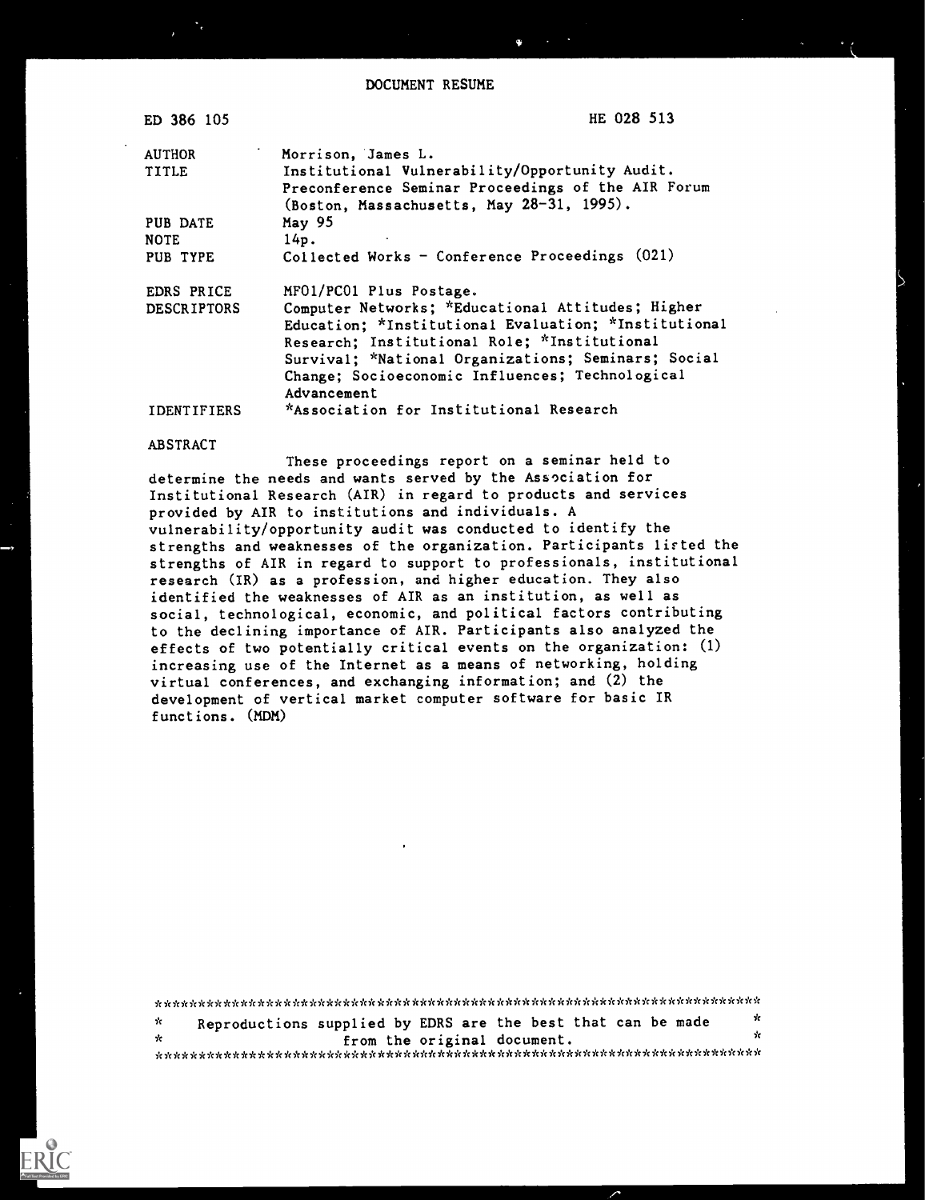# DOCUMENT RESUME

| ED 386 105 | HE 028 513 |
|---|---|
| AUTHOR | Morrison, James L. |
| TITLE | Institutional Vulnerability/Opportunity Audit. Preconference Seminar Proceedings of the AIR Forum (Boston, Massachusetts, May 28-31, 1995). |
| PUB DATE | May 95 |
| NOTE | 14p. |
| PUB TYPE | Collected Works - Conference Proceedings (021) |
| EDRS PRICE | MF01/PC01 Plus Postage. |
| DESCRIPTORS | Computer Networks; *Educational Attitudes; Higher Education; *Institutional Evaluation; *Institutional Research; Institutional Role; *Institutional Survival; *National Organizations; Seminars; Social Change; Socioeconomic Influences; Technological Advancement |
| IDENTIFIERS | *Association for Institutional Research |

## ABSTRACT

These proceedings report on a seminar held to determine the needs and wants served by the Association for Institutional Research (AIR) in regard to products and services provided by AIR to institutions and individuals. A vulnerability/opportunity audit was conducted to identify the strengths and weaknesses of the organization. Participants listed the strengths of AIR in regard to support to professionals, institutional research (IR) as a profession, and higher education. They also identified the weaknesses of AIR as an institution, as well as social, technological, economic, and political factors contributing to the declining importance of AIR. Participants also analyzed the effects of two potentially critical events on the organization: (1) increasing use of the Internet as a means of networking, holding virtual conferences, and exchanging information; and (2) the development of vertical market computer software for basic IR functions. (MDM)

---

Reproductions supplied by EDRS are the best that can be made from the original document.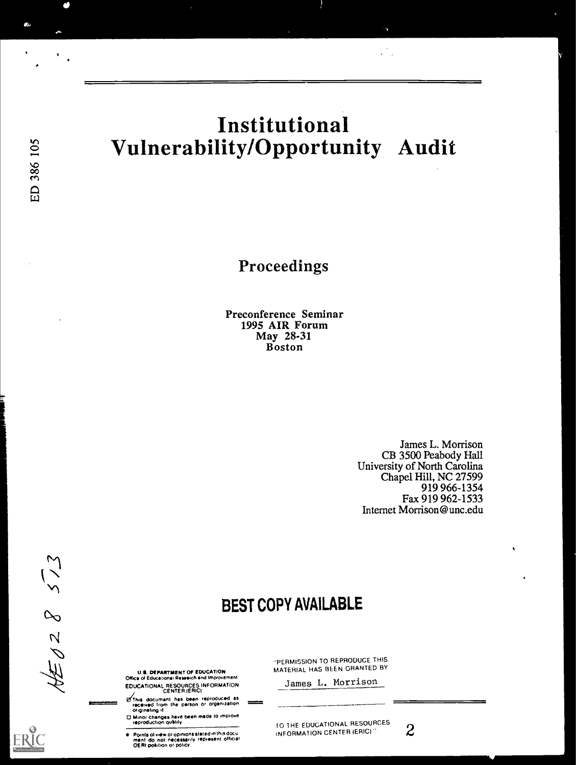ED 386 105

# Institutional Vulnerability/Opportunity Audit

## Proceedings

Preconference Seminar
1995 AIR Forum
May 28-31
Boston

James L. Morrison
CB 3500 Peabody Hall
University of North Carolina
Chapel Hill, NC 27599
919 966-1354
Fax 919 962-1533
Internet Morrison@unc.edu

HE028 513

**BEST COPY AVAILABLE**

U.S. DEPARTMENT OF EDUCATION
Office of Educational Research and Improvement
EDUCATIONAL RESOURCES INFORMATION CENTER (ERIC)

- This document has been reproduced as received from the person or organization originating it
- Minor changes have been made to improve reproduction quality
- Points of view or opinions stated in this document do not necessarily represent official OERI position or policy

"PERMISSION TO REPRODUCE THIS MATERIAL HAS BEEN GRANTED BY

James L. Morrison

TO THE EDUCATIONAL RESOURCES INFORMATION CENTER (ERIC)"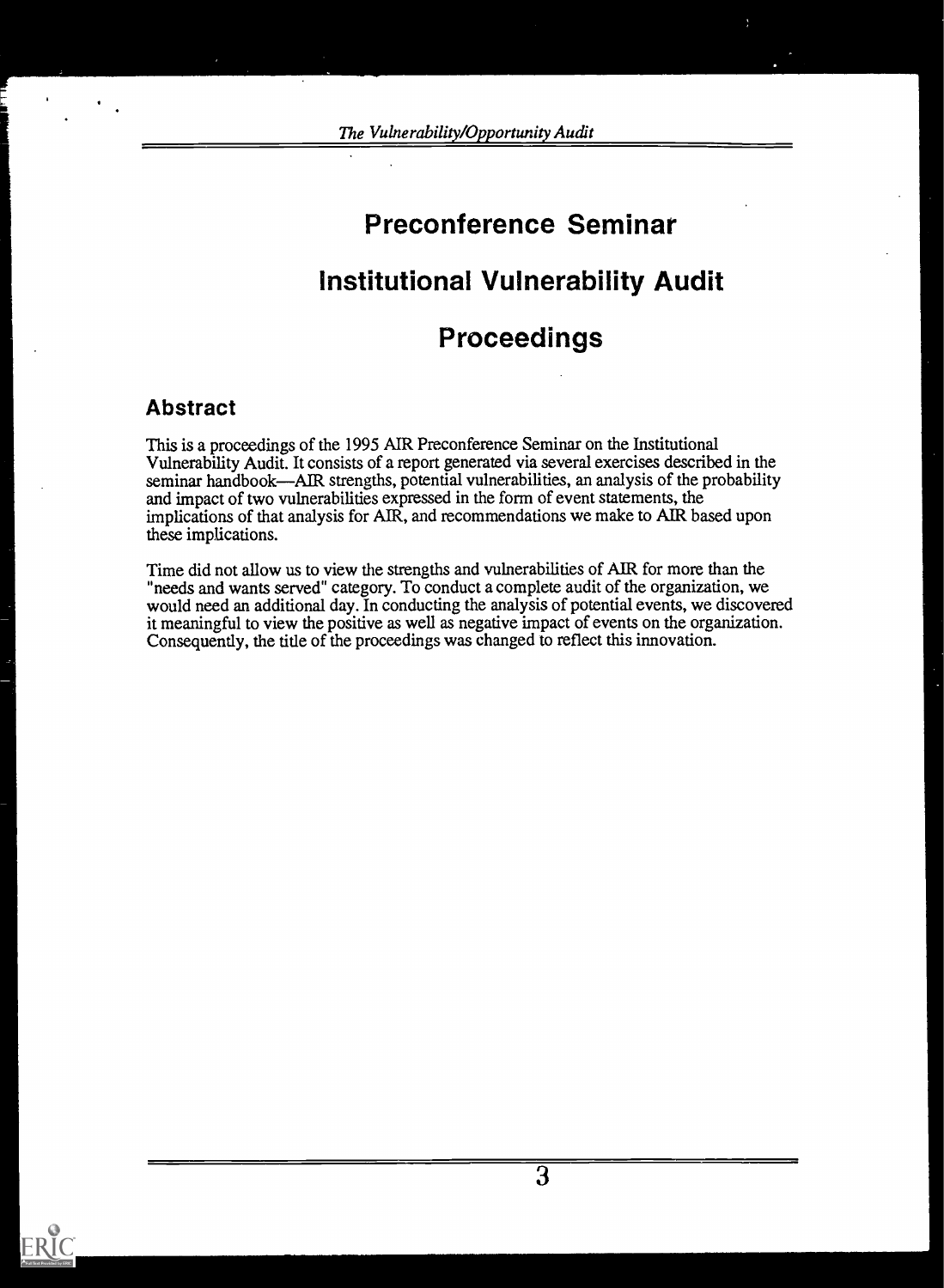# Preconference Seminar

# Institutional Vulnerability Audit

# Proceedings

## Abstract

This is a proceedings of the 1995 AIR Preconference Seminar on the Institutional Vulnerability Audit. It consists of a report generated via several exercises described in the seminar handbook—AIR strengths, potential vulnerabilities, an analysis of the probability and impact of two vulnerabilities expressed in the form of event statements, the implications of that analysis for AIR, and recommendations we make to AIR based upon these implications.

Time did not allow us to view the strengths and vulnerabilities of AIR for more than the "needs and wants served" category. To conduct a complete audit of the organization, we would need an additional day. In conducting the analysis of potential events, we discovered it meaningful to view the positive as well as negative impact of events on the organization. Consequently, the title of the proceedings was changed to reflect this innovation.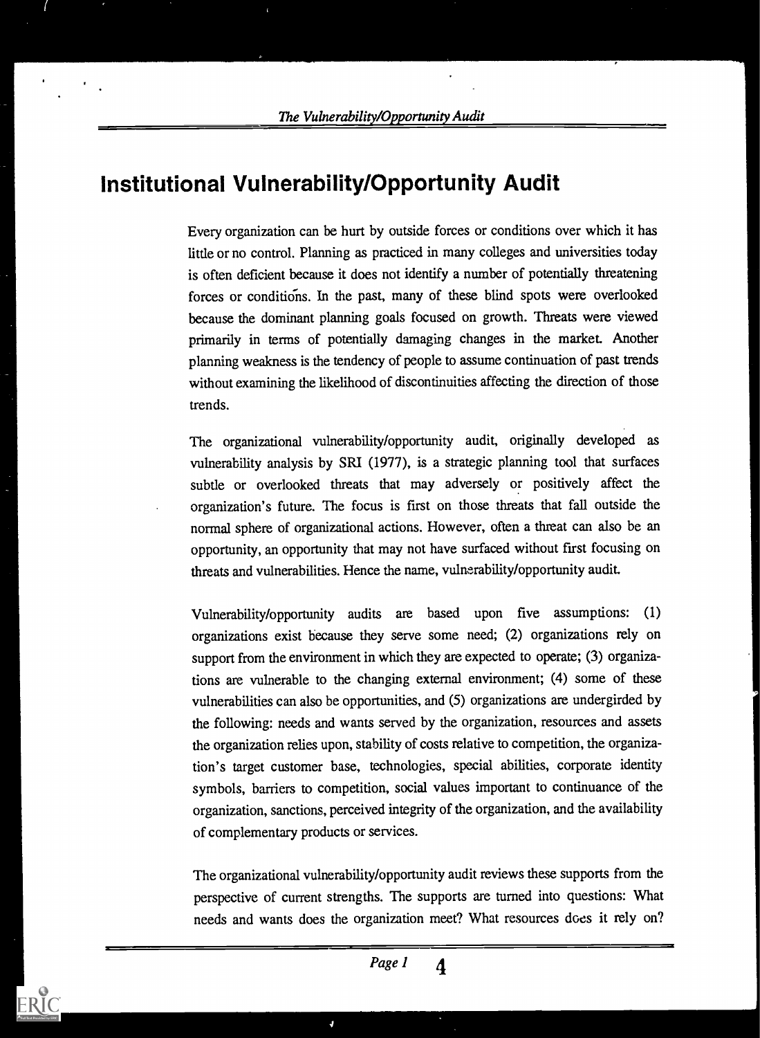# Institutional Vulnerability/Opportunity Audit

Every organization can be hurt by outside forces or conditions over which it has little or no control. Planning as practiced in many colleges and universities today is often deficient because it does not identify a number of potentially threatening forces or conditions. In the past, many of these blind spots were overlooked because the dominant planning goals focused on growth. Threats were viewed primarily in terms of potentially damaging changes in the market. Another planning weakness is the tendency of people to assume continuation of past trends without examining the likelihood of discontinuities affecting the direction of those trends.

The organizational vulnerability/opportunity audit, originally developed as vulnerability analysis by SRI (1977), is a strategic planning tool that surfaces subtle or overlooked threats that may adversely or positively affect the organization's future. The focus is first on those threats that fall outside the normal sphere of organizational actions. However, often a threat can also be an opportunity, an opportunity that may not have surfaced without first focusing on threats and vulnerabilities. Hence the name, vulnerability/opportunity audit.

Vulnerability/opportunity audits are based upon five assumptions: (1) organizations exist because they serve some need; (2) organizations rely on support from the environment in which they are expected to operate; (3) organizations are vulnerable to the changing external environment; (4) some of these vulnerabilities can also be opportunities, and (5) organizations are undergirded by the following: needs and wants served by the organization, resources and assets the organization relies upon, stability of costs relative to competition, the organization's target customer base, technologies, special abilities, corporate identity symbols, barriers to competition, social values important to continuance of the organization, sanctions, perceived integrity of the organization, and the availability of complementary products or services.

The organizational vulnerability/opportunity audit reviews these supports from the perspective of current strengths. The supports are turned into questions: What needs and wants does the organization meet? What resources does it rely on?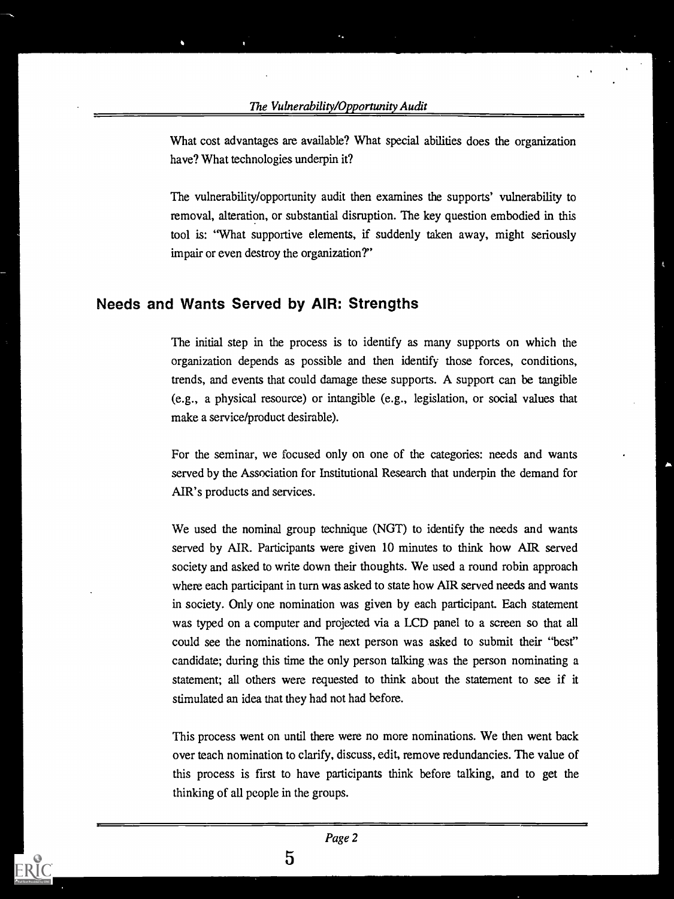What cost advantages are available? What special abilities does the organization have? What technologies underpin it?

The vulnerability/opportunity audit then examines the supports' vulnerability to removal, alteration, or substantial disruption. The key question embodied in this tool is: "What supportive elements, if suddenly taken away, might seriously impair or even destroy the organization?"

## Needs and Wants Served by AIR: Strengths

The initial step in the process is to identify as many supports on which the organization depends as possible and then identify those forces, conditions, trends, and events that could damage these supports. A support can be tangible (e.g., a physical resource) or intangible (e.g., legislation, or social values that make a service/product desirable).

For the seminar, we focused only on one of the categories: needs and wants served by the Association for Institutional Research that underpin the demand for AIR's products and services.

We used the nominal group technique (NGT) to identify the needs and wants served by AIR. Participants were given 10 minutes to think how AIR served society and asked to write down their thoughts. We used a round robin approach where each participant in turn was asked to state how AIR served needs and wants in society. Only one nomination was given by each participant. Each statement was typed on a computer and projected via a LCD panel to a screen so that all could see the nominations. The next person was asked to submit their "best" candidate; during this time the only person talking was the person nominating a statement; all others were requested to think about the statement to see if it stimulated an idea that they had not had before.

This process went on until there were no more nominations. We then went back over teach nomination to clarify, discuss, edit, remove redundancies. The value of this process is first to have participants think before talking, and to get the thinking of all people in the groups.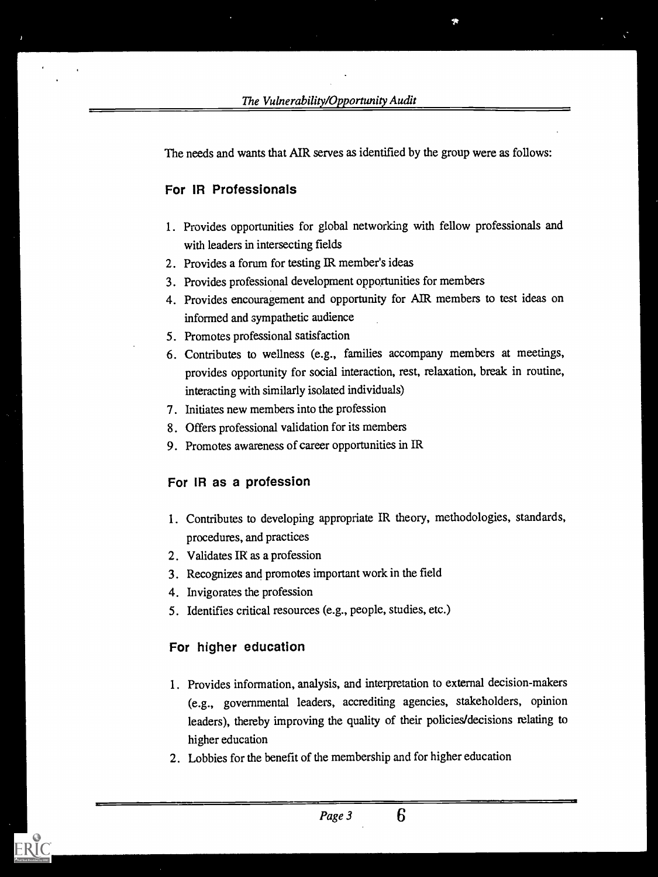The needs and wants that AIR serves as identified by the group were as follows:

### For IR Professionals

1. Provides opportunities for global networking with fellow professionals and with leaders in intersecting fields
2. Provides a forum for testing IR member's ideas
3. Provides professional development opportunities for members
4. Provides encouragement and opportunity for AIR members to test ideas on informed and sympathetic audience
5. Promotes professional satisfaction
6. Contributes to wellness (e.g., families accompany members at meetings, provides opportunity for social interaction, rest, relaxation, break in routine, interacting with similarly isolated individuals)
7. Initiates new members into the profession
8. Offers professional validation for its members
9. Promotes awareness of career opportunities in IR

### For IR as a profession

1. Contributes to developing appropriate IR theory, methodologies, standards, procedures, and practices
2. Validates IR as a profession
3. Recognizes and promotes important work in the field
4. Invigorates the profession
5. Identifies critical resources (e.g., people, studies, etc.)

### For higher education

1. Provides information, analysis, and interpretation to external decision-makers (e.g., governmental leaders, accrediting agencies, stakeholders, opinion leaders), thereby improving the quality of their policies/decisions relating to higher education
2. Lobbies for the benefit of the membership and for higher education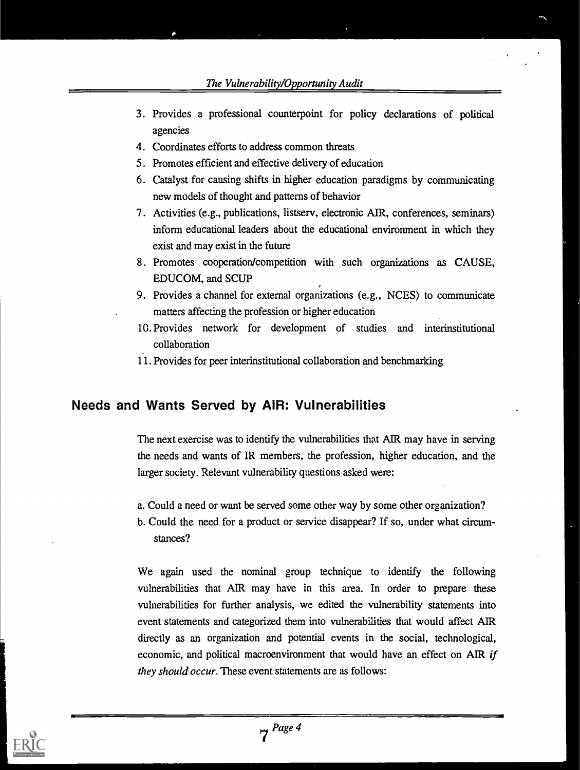3. Provides a professional counterpoint for policy declarations of political agencies
4. Coordinates efforts to address common threats
5. Promotes efficient and effective delivery of education
6. Catalyst for causing shifts in higher education paradigms by communicating new models of thought and patterns of behavior
7. Activities (e.g., publications, listserv, electronic AIR, conferences, seminars) inform educational leaders about the educational environment in which they exist and may exist in the future
8. Promotes cooperation/competition with such organizations as CAUSE, EDUCOM, and SCUP
9. Provides a channel for external organizations (e.g., NCES) to communicate matters affecting the profession or higher education
10. Provides network for development of studies and interinstitutional collaboration
11. Provides for peer interinstitutional collaboration and benchmarking

## Needs and Wants Served by AIR: Vulnerabilities

The next exercise was to identify the vulnerabilities that AIR may have in serving the needs and wants of IR members, the profession, higher education, and the larger society. Relevant vulnerability questions asked were:

a. Could a need or want be served some other way by some other organization?
b. Could the need for a product or service disappear? If so, under what circumstances?

We again used the nominal group technique to identify the following vulnerabilities that AIR may have in this area. In order to prepare these vulnerabilities for further analysis, we edited the vulnerability statements into event statements and categorized them into vulnerabilities that would affect AIR directly as an organization and potential events in the social, technological, economic, and political macroenvironment that would have an effect on AIR *if they should occur*. These event statements are as follows: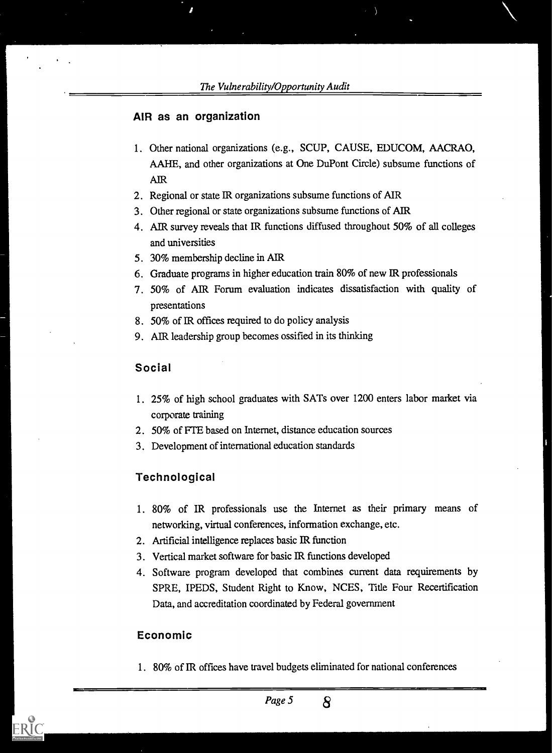## AIR as an organization

1. Other national organizations (e.g., SCUP, CAUSE, EDUCOM, AACRAO, AAHE, and other organizations at One DuPont Circle) subsume functions of AIR
2. Regional or state IR organizations subsume functions of AIR
3. Other regional or state organizations subsume functions of AIR
4. AIR survey reveals that IR functions diffused throughout 50% of all colleges and universities
5. 30% membership decline in AIR
6. Graduate programs in higher education train 80% of new IR professionals
7. 50% of AIR Forum evaluation indicates dissatisfaction with quality of presentations
8. 50% of IR offices required to do policy analysis
9. AIR leadership group becomes ossified in its thinking

## Social

1. 25% of high school graduates with SATs over 1200 enters labor market via corporate training
2. 50% of FTE based on Internet, distance education sources
3. Development of international education standards

## Technological

1. 80% of IR professionals use the Internet as their primary means of networking, virtual conferences, information exchange, etc.
2. Artificial intelligence replaces basic IR function
3. Vertical market software for basic IR functions developed
4. Software program developed that combines current data requirements by SPRE, IPEDS, Student Right to Know, NCES, Title Four Recertification Data, and accreditation coordinated by Federal government

## Economic

1. 80% of IR offices have travel budgets eliminated for national conferences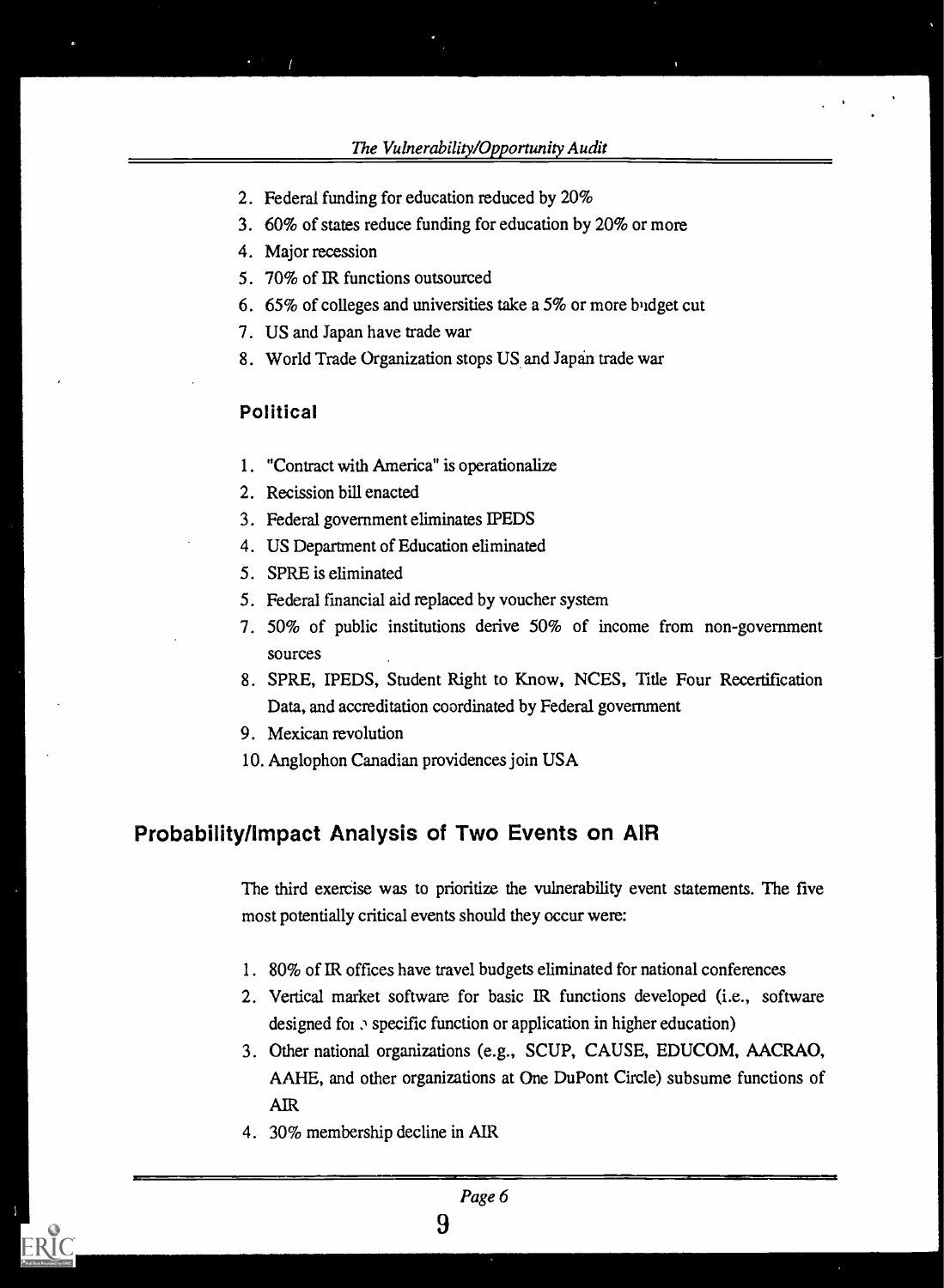2. Federal funding for education reduced by 20%
3. 60% of states reduce funding for education by 20% or more
4. Major recession
5. 70% of IR functions outsourced
6. 65% of colleges and universities take a 5% or more budget cut
7. US and Japan have trade war
8. World Trade Organization stops US and Japan trade war

### Political

1. "Contract with America" is operationalize
2. Recission bill enacted
3. Federal government eliminates IPEDS
4. US Department of Education eliminated
5. SPRE is eliminated
5. Federal financial aid replaced by voucher system
7. 50% of public institutions derive 50% of income from non-government sources
8. SPRE, IPEDS, Student Right to Know, NCES, Title Four Recertification Data, and accreditation coordinated by Federal government
9. Mexican revolution
10. Anglophon Canadian providences join USA

## Probability/Impact Analysis of Two Events on AIR

The third exercise was to prioritize the vulnerability event statements. The five most potentially critical events should they occur were:

1. 80% of IR offices have travel budgets eliminated for national conferences
2. Vertical market software for basic IR functions developed (i.e., software designed for a specific function or application in higher education)
3. Other national organizations (e.g., SCUP, CAUSE, EDUCOM, AACRAO, AAHE, and other organizations at One DuPont Circle) subsume functions of AIR
4. 30% membership decline in AIR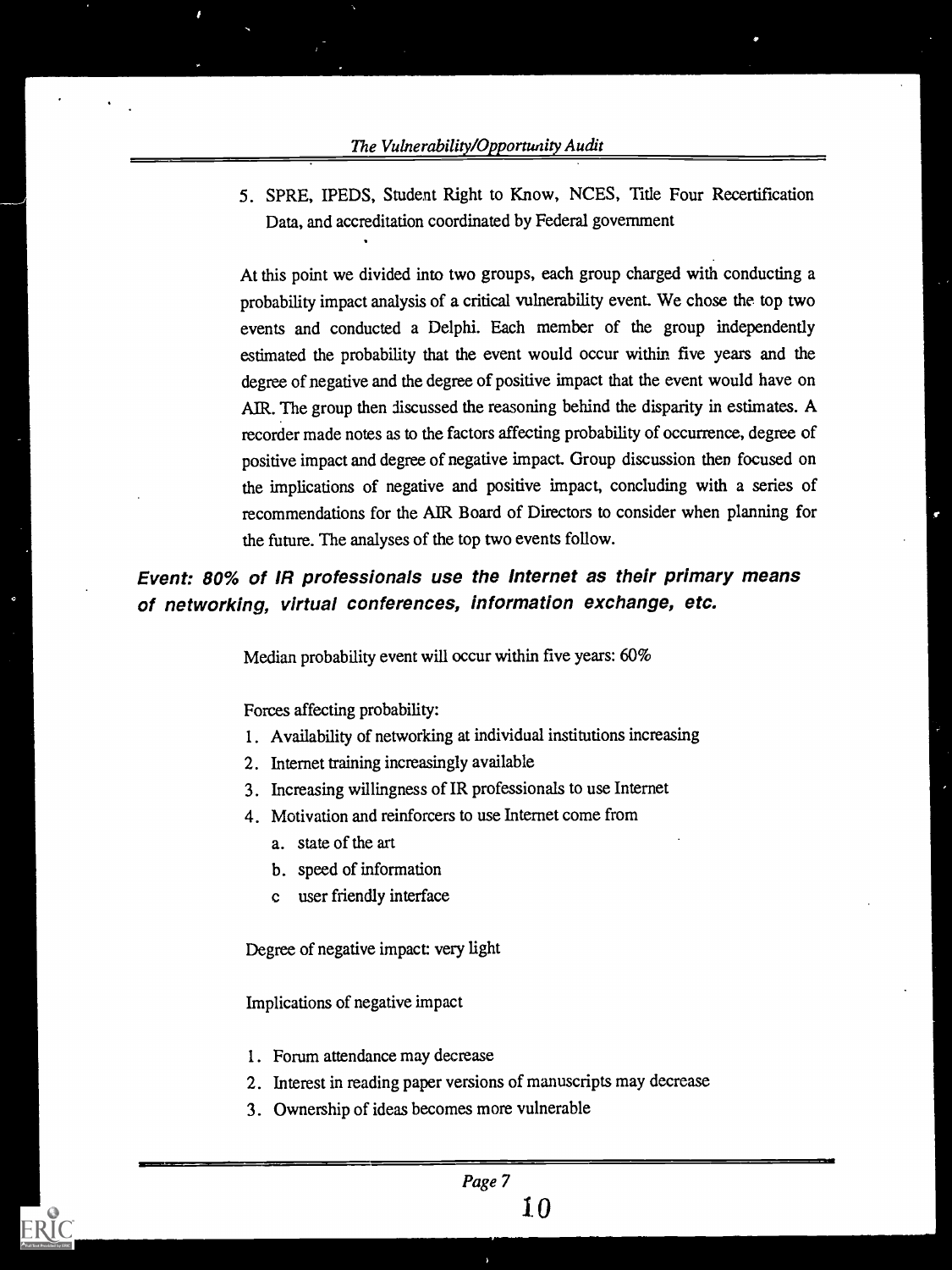5. SPRE, IPEDS, Student Right to Know, NCES, Title Four Recertification Data, and accreditation coordinated by Federal government

At this point we divided into two groups, each group charged with conducting a probability impact analysis of a critical vulnerability event. We chose the top two events and conducted a Delphi. Each member of the group independently estimated the probability that the event would occur within five years and the degree of negative and the degree of positive impact that the event would have on AIR. The group then discussed the reasoning behind the disparity in estimates. A recorder made notes as to the factors affecting probability of occurrence, degree of positive impact and degree of negative impact. Group discussion then focused on the implications of negative and positive impact, concluding with a series of recommendations for the AIR Board of Directors to consider when planning for the future. The analyses of the top two events follow.

### *Event: 80% of IR professionals use the Internet as their primary means of networking, virtual conferences, information exchange, etc.*

Median probability event will occur within five years: 60%

Forces affecting probability:

1. Availability of networking at individual institutions increasing
2. Internet training increasingly available
3. Increasing willingness of IR professionals to use Internet
4. Motivation and reinforcers to use Internet come from
   a. state of the art
   b. speed of information
   c user friendly interface

Degree of negative impact: very light

Implications of negative impact

1. Forum attendance may decrease
2. Interest in reading paper versions of manuscripts may decrease
3. Ownership of ideas becomes more vulnerable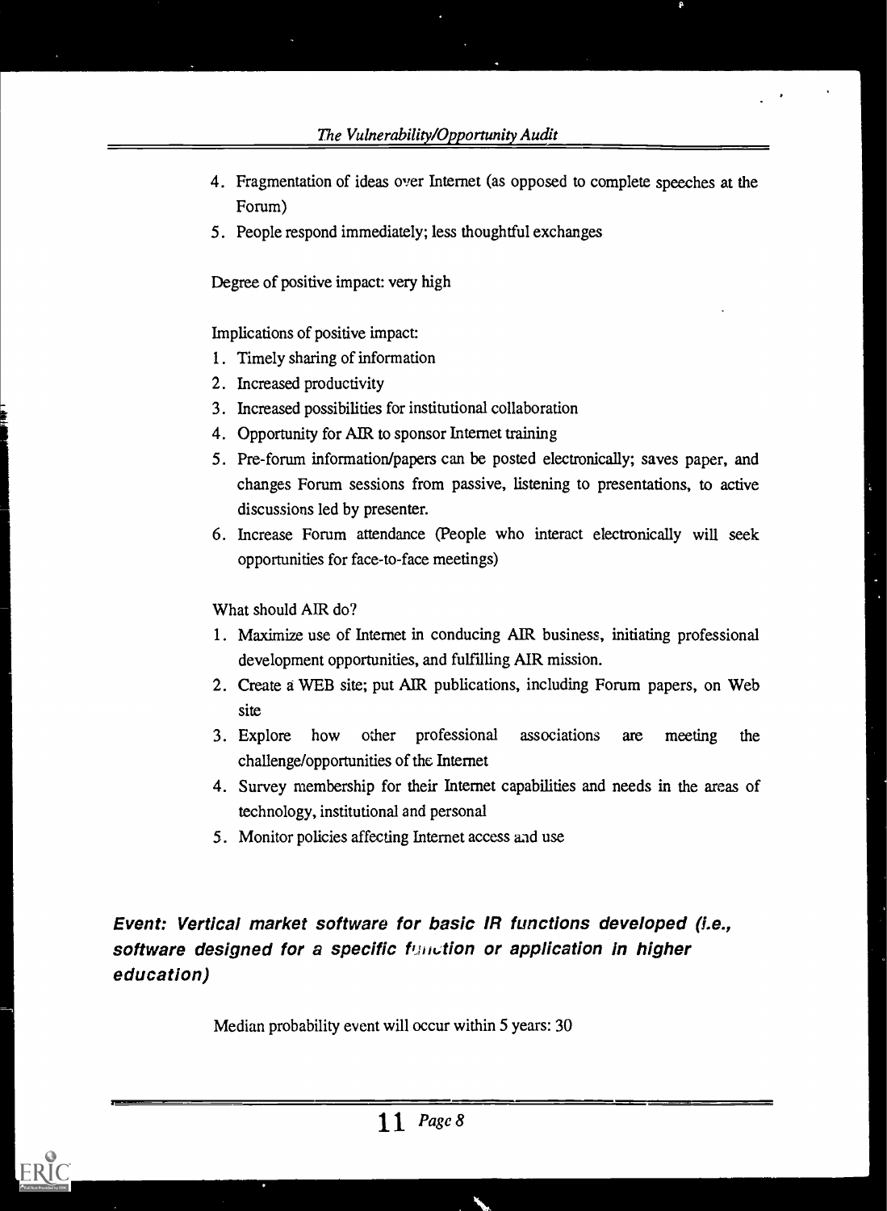4. Fragmentation of ideas over Internet (as opposed to complete speeches at the Forum)
5. People respond immediately; less thoughtful exchanges

Degree of positive impact: very high

Implications of positive impact:

1. Timely sharing of information
2. Increased productivity
3. Increased possibilities for institutional collaboration
4. Opportunity for AIR to sponsor Internet training
5. Pre-forum information/papers can be posted electronically; saves paper, and changes Forum sessions from passive, listening to presentations, to active discussions led by presenter.
6. Increase Forum attendance (People who interact electronically will seek opportunities for face-to-face meetings)

What should AIR do?

1. Maximize use of Internet in conducing AIR business, initiating professional development opportunities, and fulfilling AIR mission.
2. Create a WEB site; put AIR publications, including Forum papers, on Web site
3. Explore how other professional associations are meeting the challenge/opportunities of the Internet
4. Survey membership for their Internet capabilities and needs in the areas of technology, institutional and personal
5. Monitor policies affecting Internet access and use

### *Event: Vertical market software for basic IR functions developed (i.e., software designed for a specific function or application in higher education)*

Median probability event will occur within 5 years: 30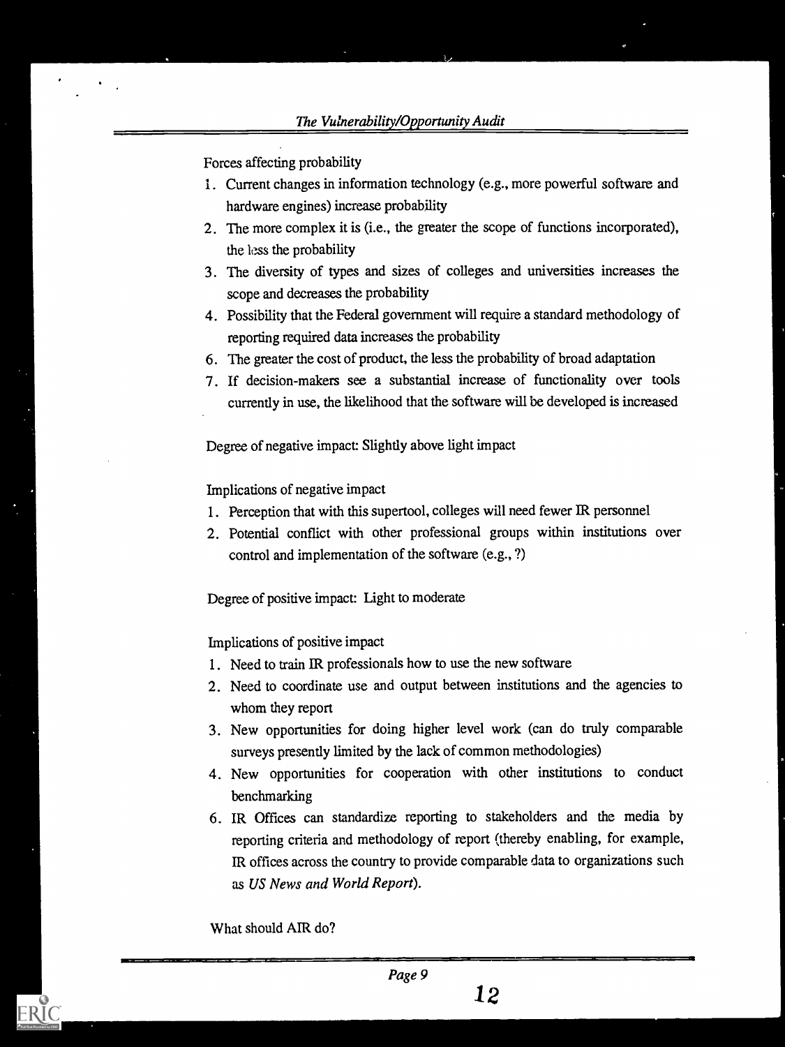Forces affecting probability

1. Current changes in information technology (e.g., more powerful software and hardware engines) increase probability
2. The more complex it is (i.e., the greater the scope of functions incorporated), the less the probability
3. The diversity of types and sizes of colleges and universities increases the scope and decreases the probability
4. Possibility that the Federal government will require a standard methodology of reporting required data increases the probability
6. The greater the cost of product, the less the probability of broad adaptation
7. If decision-makers see a substantial increase of functionality over tools currently in use, the likelihood that the software will be developed is increased

Degree of negative impact: Slightly above light impact

Implications of negative impact

1. Perception that with this supertool, colleges will need fewer IR personnel
2. Potential conflict with other professional groups within institutions over control and implementation of the software (e.g., ?)

Degree of positive impact: Light to moderate

Implications of positive impact

1. Need to train IR professionals how to use the new software
2. Need to coordinate use and output between institutions and the agencies to whom they report
3. New opportunities for doing higher level work (can do truly comparable surveys presently limited by the lack of common methodologies)
4. New opportunities for cooperation with other institutions to conduct benchmarking
6. IR Offices can standardize reporting to stakeholders and the media by reporting criteria and methodology of report (thereby enabling, for example, IR offices across the country to provide comparable data to organizations such as *US News and World Report*).

What should AIR do?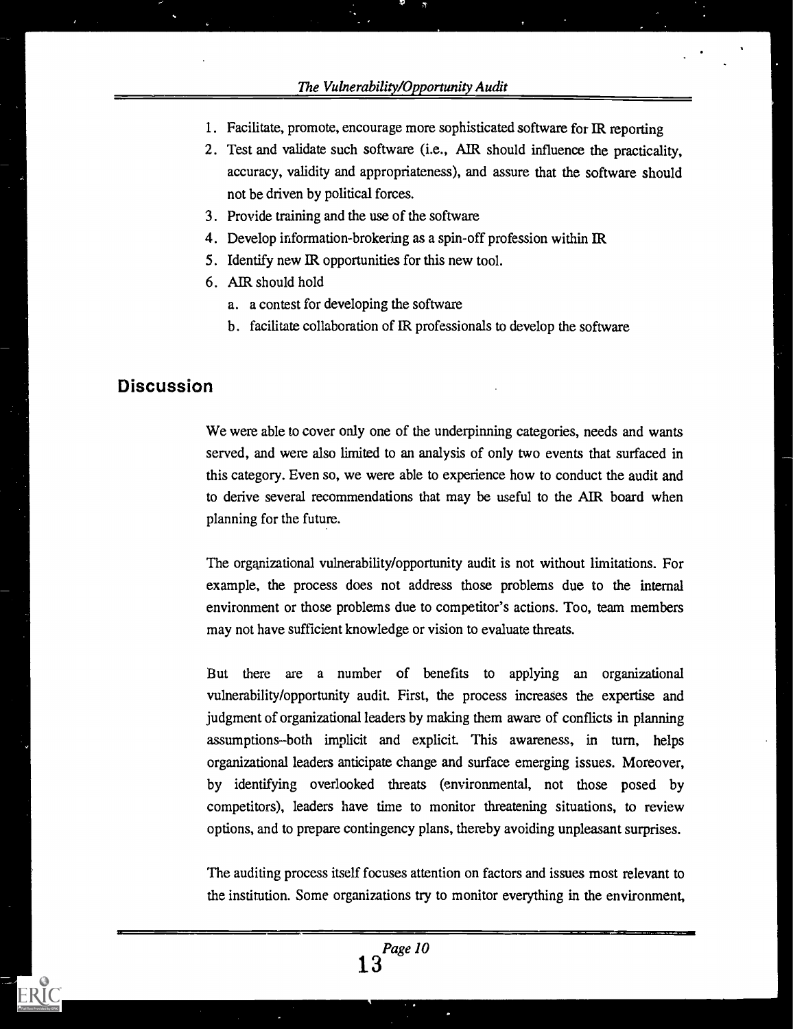1. Facilitate, promote, encourage more sophisticated software for IR reporting
2. Test and validate such software (i.e., AIR should influence the practicality, accuracy, validity and appropriateness), and assure that the software should not be driven by political forces.
3. Provide training and the use of the software
4. Develop information-brokering as a spin-off profession within IR
5. Identify new IR opportunities for this new tool.
6. AIR should hold
   a. a contest for developing the software
   b. facilitate collaboration of IR professionals to develop the software

## Discussion

We were able to cover only one of the underpinning categories, needs and wants served, and were also limited to an analysis of only two events that surfaced in this category. Even so, we were able to experience how to conduct the audit and to derive several recommendations that may be useful to the AIR board when planning for the future.

The organizational vulnerability/opportunity audit is not without limitations. For example, the process does not address those problems due to the internal environment or those problems due to competitor's actions. Too, team members may not have sufficient knowledge or vision to evaluate threats.

But there are a number of benefits to applying an organizational vulnerability/opportunity audit. First, the process increases the expertise and judgment of organizational leaders by making them aware of conflicts in planning assumptions--both implicit and explicit. This awareness, in turn, helps organizational leaders anticipate change and surface emerging issues. Moreover, by identifying overlooked threats (environmental, not those posed by competitors), leaders have time to monitor threatening situations, to review options, and to prepare contingency plans, thereby avoiding unpleasant surprises.

The auditing process itself focuses attention on factors and issues most relevant to the institution. Some organizations try to monitor everything in the environment,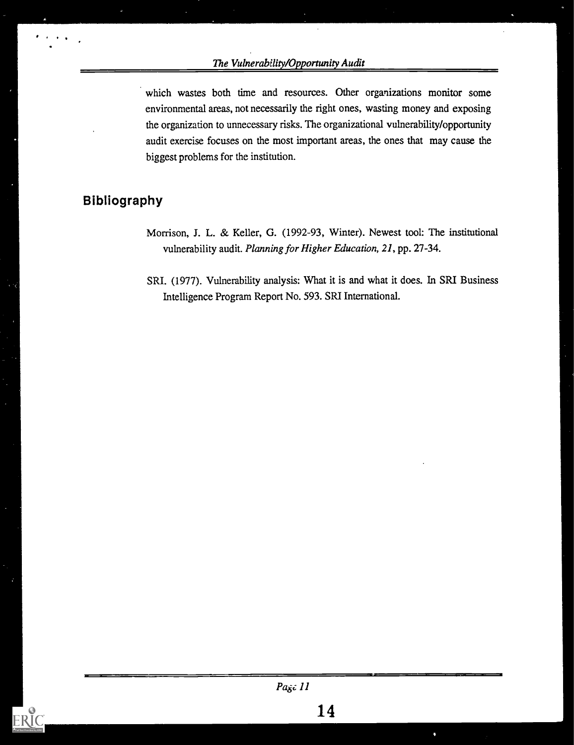which wastes both time and resources. Other organizations monitor some environmental areas, not necessarily the right ones, wasting money and exposing the organization to unnecessary risks. The organizational vulnerability/opportunity audit exercise focuses on the most important areas, the ones that may cause the biggest problems for the institution.

## Bibliography

Morrison, J. L. & Keller, G. (1992-93, Winter). Newest tool: The institutional vulnerability audit. *Planning for Higher Education, 21*, pp. 27-34.

SRI. (1977). Vulnerability analysis: What it is and what it does. In SRI Business Intelligence Program Report No. 593. SRI International.